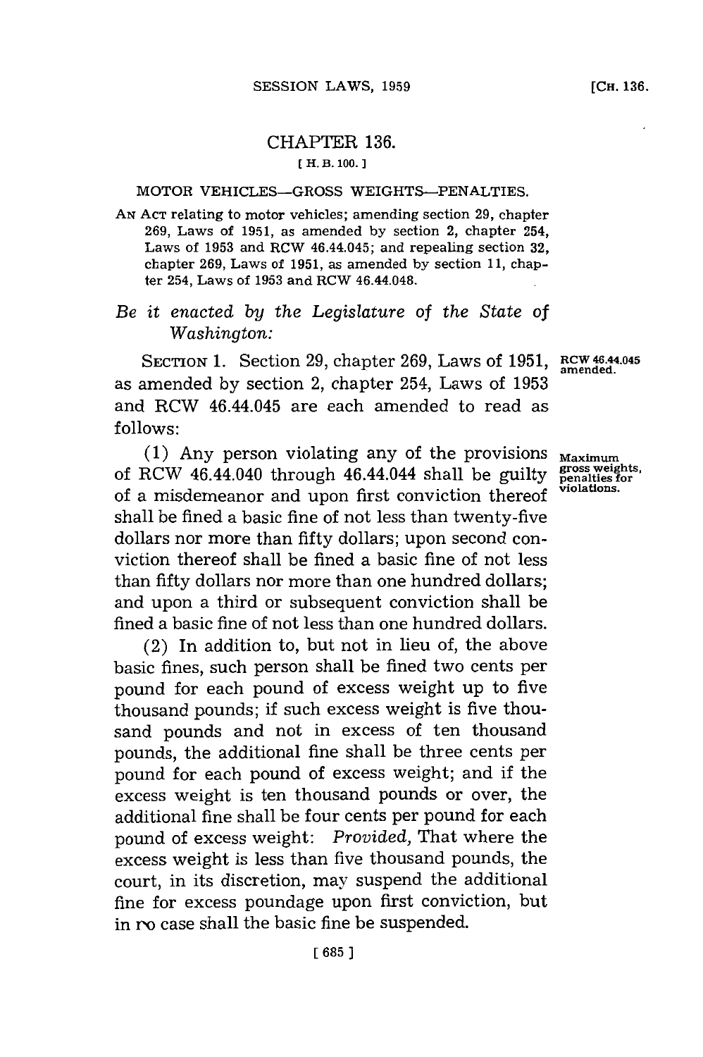# CHAPTER 136.

[ H. B. 100. ]

## MOTOR VEHICLES—GROSS WEIGHTS—PENALTIES.

AN ACT relating to motor vehicles; amending section 29, chapter 269, Laws of 1951, as amended by section 2, chapter 254, Laws of 1953 and RCW 46.44.045; and repealing section 32, chapter 269, Laws of 1951, as amended by section 11, chapter 254, Laws of 1953 and RCW 46.44.048.

*Be it enacted by the Legislature of the State of Washington:*

SECTION 1. Section 29, chapter 269, Laws of 1951, as amended by section 2, chapter 254, Laws of 1953 and RCW 46.44.045 are each amended to read as follows:

RCW 46.44.045 amended.

(1) Any person violating any of the provisions of RCW 46.44.040 through 46.44.044 shall be guilty of a misdemeanor and upon first conviction thereof shall be fined a basic fine of not less than twenty-five dollars nor more than fifty dollars; upon second conviction thereof shall be fined a basic fine of not less than fifty dollars nor more than one hundred dollars; and upon a third or subsequent conviction shall be fined a basic fine of not less than one hundred dollars.

Maximum gross weights, penalties for violations.

(2) In addition to, but not in lieu of, the above basic fines, such person shall be fined two cents per pound for each pound of excess weight up to five thousand pounds; if such excess weight is five thousand pounds and not in excess of ten thousand pounds, the additional fine shall be three cents per pound for each pound of excess weight; and if the excess weight is ten thousand pounds or over, the additional fine shall be four cents per pound for each pound of excess weight: *Provided,* That where the excess weight is less than five thousand pounds, the court, in its discretion, may suspend the additional fine for excess poundage upon first conviction, but in no case shall the basic fine be suspended.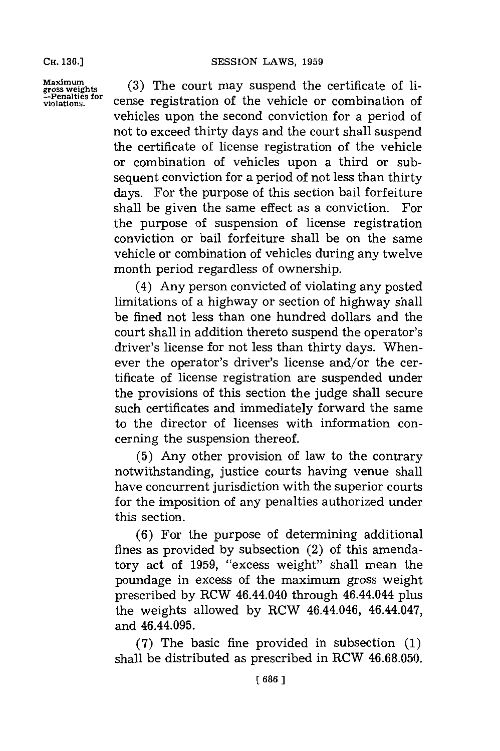Maximum gross weights —Penalties for violations.

(3) The court may suspend the certificate of license registration of the vehicle or combination of vehicles upon the second conviction for a period of not to exceed thirty days and the court shall suspend the certificate of license registration of the vehicle or combination of vehicles upon a third or subsequent conviction for a period of not less than thirty days. For the purpose of this section bail forfeiture shall be given the same effect as a conviction. For the purpose of suspension of license registration conviction or bail forfeiture shall be on the same vehicle or combination of vehicles during any twelve month period regardless of ownership.

(4) Any person convicted of violating any posted limitations of a highway or section of highway shall be fined not less than one hundred dollars and the court shall in addition thereto suspend the operator's driver's license for not less than thirty days. Whenever the operator's driver's license and/or the certificate of license registration are suspended under the provisions of this section the judge shall secure such certificates and immediately forward the same to the director of licenses with information concerning the suspension thereof.

(5) Any other provision of law to the contrary notwithstanding, justice courts having venue shall have concurrent jurisdiction with the superior courts for the imposition of any penalties authorized under this section.

(6) For the purpose of determining additional fines as provided by subsection (2) of this amendatory act of 1959, "excess weight" shall mean the poundage in excess of the maximum gross weight prescribed by RCW 46.44.040 through 46.44.044 plus the weights allowed by RCW 46.44.046, 46.44.047, and 46.44.095.

(7) The basic fine provided in subsection (1) shall be distributed as prescribed in RCW 46.68.050.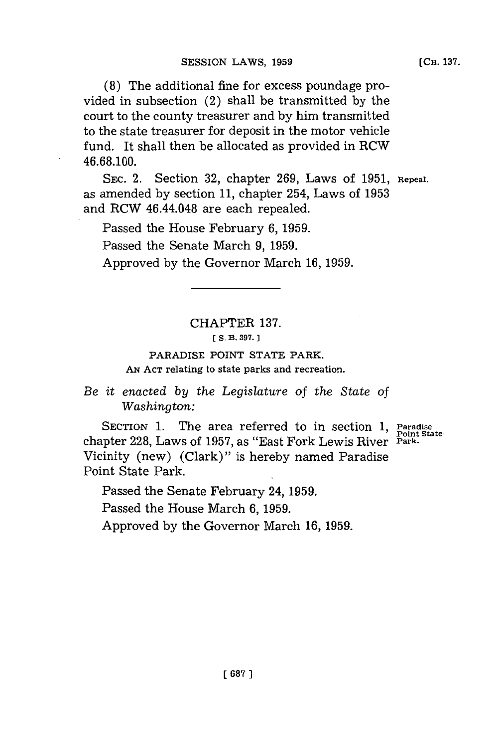(8) The additional fine for excess poundage provided in subsection (2) shall be transmitted by the court to the county treasurer and by him transmitted to the state treasurer for deposit in the motor vehicle fund. It shall then be allocated as provided in RCW 46.68.100.

SEC. 2. Section 32, chapter 269, Laws of 1951, as amended by section 11, chapter 254, Laws of 1953 and RCW 46.44.048 are each repealed.

Repeal.

Passed the House February 6, 1959.

Passed the Senate March 9, 1959.

Approved by the Governor March 16, 1959.

---

## CHAPTER 137.

[ S. B. 397. ]

### PARADISE POINT STATE PARK.

AN ACT relating to state parks and recreation.

*Be it enacted by the Legislature of the State of Washington:*

SECTION 1. The area referred to in section 1, chapter 228, Laws of 1957, as "East Fork Lewis River Vicinity (new) (Clark)" is hereby named Paradise Point State Park.

Paradise Point State Park.

Passed the Senate February 24, 1959.

Passed the House March 6, 1959.

Approved by the Governor March 16, 1959.